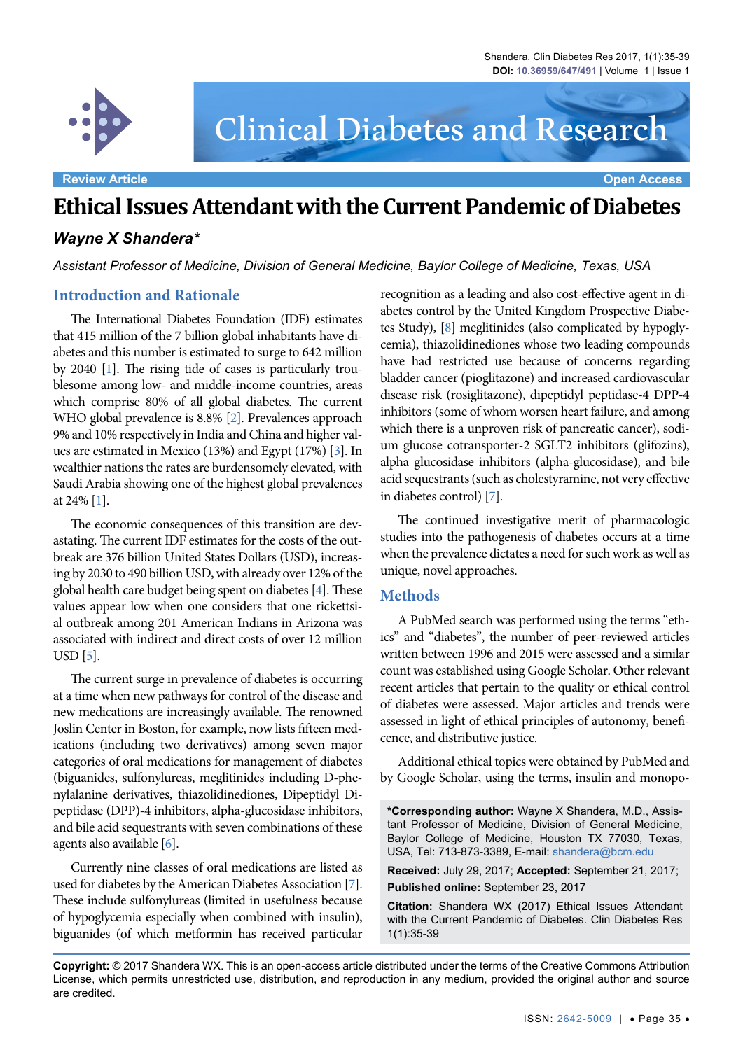Review Article

Open Access

# Ethical Issues Attendant with the Current Pandemic of Diabetes

***Wayne X Shandera****

*Assistant Professor of Medicine, Division of General Medicine, Baylor College of Medicine, Texas, USA*

## Introduction and Rationale

The International Diabetes Foundation (IDF) estimates that 415 million of the 7 billion global inhabitants have diabetes and this number is estimated to surge to 642 million by 2040 [1]. The rising tide of cases is particularly troublesome among low- and middle-income countries, areas which comprise 80% of all global diabetes. The current WHO global prevalence is 8.8% [2]. Prevalences approach 9% and 10% respectively in India and China and higher values are estimated in Mexico (13%) and Egypt (17%) [3]. In wealthier nations the rates are burdensomely elevated, with Saudi Arabia showing one of the highest global prevalences at 24% [1].

The economic consequences of this transition are devastating. The current IDF estimates for the costs of the outbreak are 376 billion United States Dollars (USD), increasing by 2030 to 490 billion USD, with already over 12% of the global health care budget being spent on diabetes [4]. These values appear low when one considers that one rickettsial outbreak among 201 American Indians in Arizona was associated with indirect and direct costs of over 12 million USD [5].

The current surge in prevalence of diabetes is occurring at a time when new pathways for control of the disease and new medications are increasingly available. The renowned Joslin Center in Boston, for example, now lists fifteen medications (including two derivatives) among seven major categories of oral medications for management of diabetes (biguanides, sulfonylureas, meglitinides including D-phenylalanine derivatives, thiazolidinediones, Dipeptidyl Dipeptidase (DPP)-4 inhibitors, alpha-glucosidase inhibitors, and bile acid sequestrants with seven combinations of these agents also available [6].

Currently nine classes of oral medications are listed as used for diabetes by the American Diabetes Association [7]. These include sulfonylureas (limited in usefulness because of hypoglycemia especially when combined with insulin), biguanides (of which metformin has received particular recognition as a leading and also cost-effective agent in diabetes control by the United Kingdom Prospective Diabetes Study), [8] meglitinides (also complicated by hypoglycemia), thiazolidinediones whose two leading compounds have had restricted use because of concerns regarding bladder cancer (pioglitazone) and increased cardiovascular disease risk (rosiglitazone), dipeptidyl peptidase-4 DPP-4 inhibitors (some of whom worsen heart failure, and among which there is a unproven risk of pancreatic cancer), sodium glucose cotransporter-2 SGLT2 inhibitors (glifozins), alpha glucosidase inhibitors (alpha-glucosidase), and bile acid sequestrants (such as cholestyramine, not very effective in diabetes control) [7].

The continued investigative merit of pharmacologic studies into the pathogenesis of diabetes occurs at a time when the prevalence dictates a need for such work as well as unique, novel approaches.

## Methods

A PubMed search was performed using the terms "ethics" and "diabetes", the number of peer-reviewed articles written between 1996 and 2015 were assessed and a similar count was established using Google Scholar. Other relevant recent articles that pertain to the quality or ethical control of diabetes were assessed. Major articles and trends were assessed in light of ethical principles of autonomy, beneficence, and distributive justice.

Additional ethical topics were obtained by PubMed and by Google Scholar, using the terms, insulin and monopo-

**\*Corresponding author:** Wayne X Shandera, M.D., Assistant Professor of Medicine, Division of General Medicine, Baylor College of Medicine, Houston TX 77030, Texas, USA, Tel: 713-873-3389, E-mail: shandera@bcm.edu

**Received:** July 29, 2017; **Accepted:** September 21, 2017; **Published online:** September 23, 2017

**Citation:** Shandera WX (2017) Ethical Issues Attendant with the Current Pandemic of Diabetes. Clin Diabetes Res 1(1):35-39

**Copyright:** © 2017 Shandera WX. This is an open-access article distributed under the terms of the Creative Commons Attribution License, which permits unrestricted use, distribution, and reproduction in any medium, provided the original author and source are credited.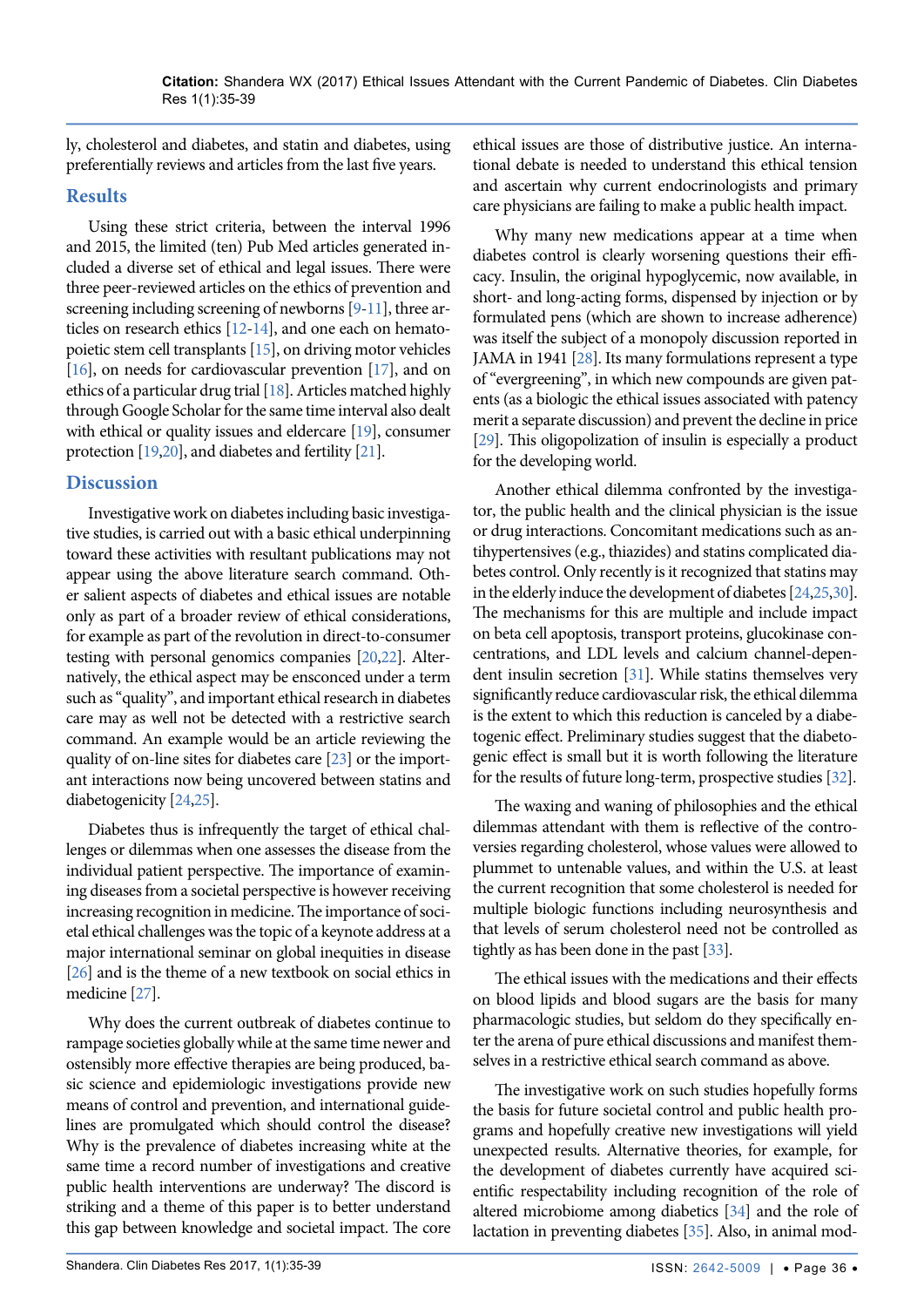ly, cholesterol and diabetes, and statin and diabetes, using preferentially reviews and articles from the last five years.

## Results

Using these strict criteria, between the interval 1996 and 2015, the limited (ten) Pub Med articles generated included a diverse set of ethical and legal issues. There were three peer-reviewed articles on the ethics of prevention and screening including screening of newborns [9-11], three articles on research ethics [12-14], and one each on hematopoietic stem cell transplants [15], on driving motor vehicles [16], on needs for cardiovascular prevention [17], and on ethics of a particular drug trial [18]. Articles matched highly through Google Scholar for the same time interval also dealt with ethical or quality issues and eldercare [19], consumer protection [19,20], and diabetes and fertility [21].

## Discussion

Investigative work on diabetes including basic investigative studies, is carried out with a basic ethical underpinning toward these activities with resultant publications may not appear using the above literature search command. Other salient aspects of diabetes and ethical issues are notable only as part of a broader review of ethical considerations, for example as part of the revolution in direct-to-consumer testing with personal genomics companies [20,22]. Alternatively, the ethical aspect may be ensconced under a term such as "quality", and important ethical research in diabetes care may as well not be detected with a restrictive search command. An example would be an article reviewing the quality of on-line sites for diabetes care [23] or the important interactions now being uncovered between statins and diabetogenicity [24,25].

Diabetes thus is infrequently the target of ethical challenges or dilemmas when one assesses the disease from the individual patient perspective. The importance of examining diseases from a societal perspective is however receiving increasing recognition in medicine. The importance of societal ethical challenges was the topic of a keynote address at a major international seminar on global inequities in disease [26] and is the theme of a new textbook on social ethics in medicine [27].

Why does the current outbreak of diabetes continue to rampage societies globally while at the same time newer and ostensibly more effective therapies are being produced, basic science and epidemiologic investigations provide new means of control and prevention, and international guidelines are promulgated which should control the disease? Why is the prevalence of diabetes increasing white at the same time a record number of investigations and creative public health interventions are underway? The discord is striking and a theme of this paper is to better understand this gap between knowledge and societal impact. The core ethical issues are those of distributive justice. An international debate is needed to understand this ethical tension and ascertain why current endocrinologists and primary care physicians are failing to make a public health impact.

Why many new medications appear at a time when diabetes control is clearly worsening questions their efficacy. Insulin, the original hypoglycemic, now available, in short- and long-acting forms, dispensed by injection or by formulated pens (which are shown to increase adherence) was itself the subject of a monopoly discussion reported in JAMA in 1941 [28]. Its many formulations represent a type of "evergreening", in which new compounds are given patents (as a biologic the ethical issues associated with patency merit a separate discussion) and prevent the decline in price [29]. This oligopolization of insulin is especially a product for the developing world.

Another ethical dilemma confronted by the investigator, the public health and the clinical physician is the issue or drug interactions. Concomitant medications such as antihypertensives (e.g., thiazides) and statins complicated diabetes control. Only recently is it recognized that statins may in the elderly induce the development of diabetes [24,25,30]. The mechanisms for this are multiple and include impact on beta cell apoptosis, transport proteins, glucokinase concentrations, and LDL levels and calcium channel-dependent insulin secretion [31]. While statins themselves very significantly reduce cardiovascular risk, the ethical dilemma is the extent to which this reduction is canceled by a diabetogenic effect. Preliminary studies suggest that the diabetogenic effect is small but it is worth following the literature for the results of future long-term, prospective studies [32].

The waxing and waning of philosophies and the ethical dilemmas attendant with them is reflective of the controversies regarding cholesterol, whose values were allowed to plummet to untenable values, and within the U.S. at least the current recognition that some cholesterol is needed for multiple biologic functions including neurosynthesis and that levels of serum cholesterol need not be controlled as tightly as has been done in the past [33].

The ethical issues with the medications and their effects on blood lipids and blood sugars are the basis for many pharmacologic studies, but seldom do they specifically enter the arena of pure ethical discussions and manifest themselves in a restrictive ethical search command as above.

The investigative work on such studies hopefully forms the basis for future societal control and public health programs and hopefully creative new investigations will yield unexpected results. Alternative theories, for example, for the development of diabetes currently have acquired scientific respectability including recognition of the role of altered microbiome among diabetics [34] and the role of lactation in preventing diabetes [35]. Also, in animal mod-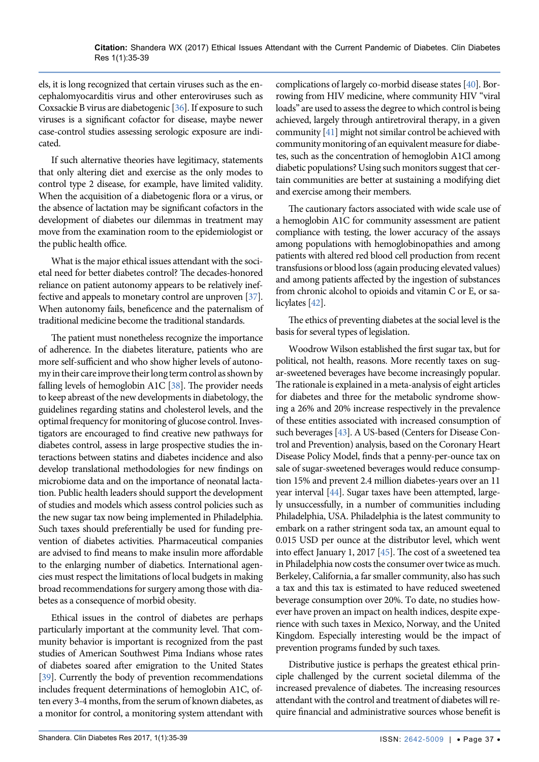els, it is long recognized that certain viruses such as the encephalomyocarditis virus and other enteroviruses such as Coxsackie B virus are diabetogenic [36]. If exposure to such viruses is a significant cofactor for disease, maybe newer case-control studies assessing serologic exposure are indicated.

If such alternative theories have legitimacy, statements that only altering diet and exercise as the only modes to control type 2 disease, for example, have limited validity. When the acquisition of a diabetogenic flora or a virus, or the absence of lactation may be significant cofactors in the development of diabetes our dilemmas in treatment may move from the examination room to the epidemiologist or the public health office.

What is the major ethical issues attendant with the societal need for better diabetes control? The decades-honored reliance on patient autonomy appears to be relatively ineffective and appeals to monetary control are unproven [37]. When autonomy fails, beneficence and the paternalism of traditional medicine become the traditional standards.

The patient must nonetheless recognize the importance of adherence. In the diabetes literature, patients who are more self-sufficient and who show higher levels of autonomy in their care improve their long term control as shown by falling levels of hemoglobin A1C [38]. The provider needs to keep abreast of the new developments in diabetology, the guidelines regarding statins and cholesterol levels, and the optimal frequency for monitoring of glucose control. Investigators are encouraged to find creative new pathways for diabetes control, assess in large prospective studies the interactions between statins and diabetes incidence and also develop translational methodologies for new findings on microbiome data and on the importance of neonatal lactation. Public health leaders should support the development of studies and models which assess control policies such as the new sugar tax now being implemented in Philadelphia. Such taxes should preferentially be used for funding prevention of diabetes activities. Pharmaceutical companies are advised to find means to make insulin more affordable to the enlarging number of diabetics. International agencies must respect the limitations of local budgets in making broad recommendations for surgery among those with diabetes as a consequence of morbid obesity.

Ethical issues in the control of diabetes are perhaps particularly important at the community level. That community behavior is important is recognized from the past studies of American Southwest Pima Indians whose rates of diabetes soared after emigration to the United States [39]. Currently the body of prevention recommendations includes frequent determinations of hemoglobin A1C, often every 3-4 months, from the serum of known diabetes, as a monitor for control, a monitoring system attendant with complications of largely co-morbid disease states [40]. Borrowing from HIV medicine, where community HIV "viral loads" are used to assess the degree to which control is being achieved, largely through antiretroviral therapy, in a given community [41] might not similar control be achieved with community monitoring of an equivalent measure for diabetes, such as the concentration of hemoglobin A1Cl among diabetic populations? Using such monitors suggest that certain communities are better at sustaining a modifying diet and exercise among their members.

The cautionary factors associated with wide scale use of a hemoglobin A1C for community assessment are patient compliance with testing, the lower accuracy of the assays among populations with hemoglobinopathies and among patients with altered red blood cell production from recent transfusions or blood loss (again producing elevated values) and among patients affected by the ingestion of substances from chronic alcohol to opioids and vitamin C or E, or salicylates [42].

The ethics of preventing diabetes at the social level is the basis for several types of legislation.

Woodrow Wilson established the first sugar tax, but for political, not health, reasons. More recently taxes on sugar-sweetened beverages have become increasingly popular. The rationale is explained in a meta-analysis of eight articles for diabetes and three for the metabolic syndrome showing a 26% and 20% increase respectively in the prevalence of these entities associated with increased consumption of such beverages [43]. A US-based (Centers for Disease Control and Prevention) analysis, based on the Coronary Heart Disease Policy Model, finds that a penny-per-ounce tax on sale of sugar-sweetened beverages would reduce consumption 15% and prevent 2.4 million diabetes-years over an 11 year interval [44]. Sugar taxes have been attempted, largely unsuccessfully, in a number of communities including Philadelphia, USA. Philadelphia is the latest community to embark on a rather stringent soda tax, an amount equal to 0.015 USD per ounce at the distributor level, which went into effect January 1, 2017 [45]. The cost of a sweetened tea in Philadelphia now costs the consumer over twice as much. Berkeley, California, a far smaller community, also has such a tax and this tax is estimated to have reduced sweetened beverage consumption over 20%. To date, no studies however have proven an impact on health indices, despite experience with such taxes in Mexico, Norway, and the United Kingdom. Especially interesting would be the impact of prevention programs funded by such taxes.

Distributive justice is perhaps the greatest ethical principle challenged by the current societal dilemma of the increased prevalence of diabetes. The increasing resources attendant with the control and treatment of diabetes will require financial and administrative sources whose benefit is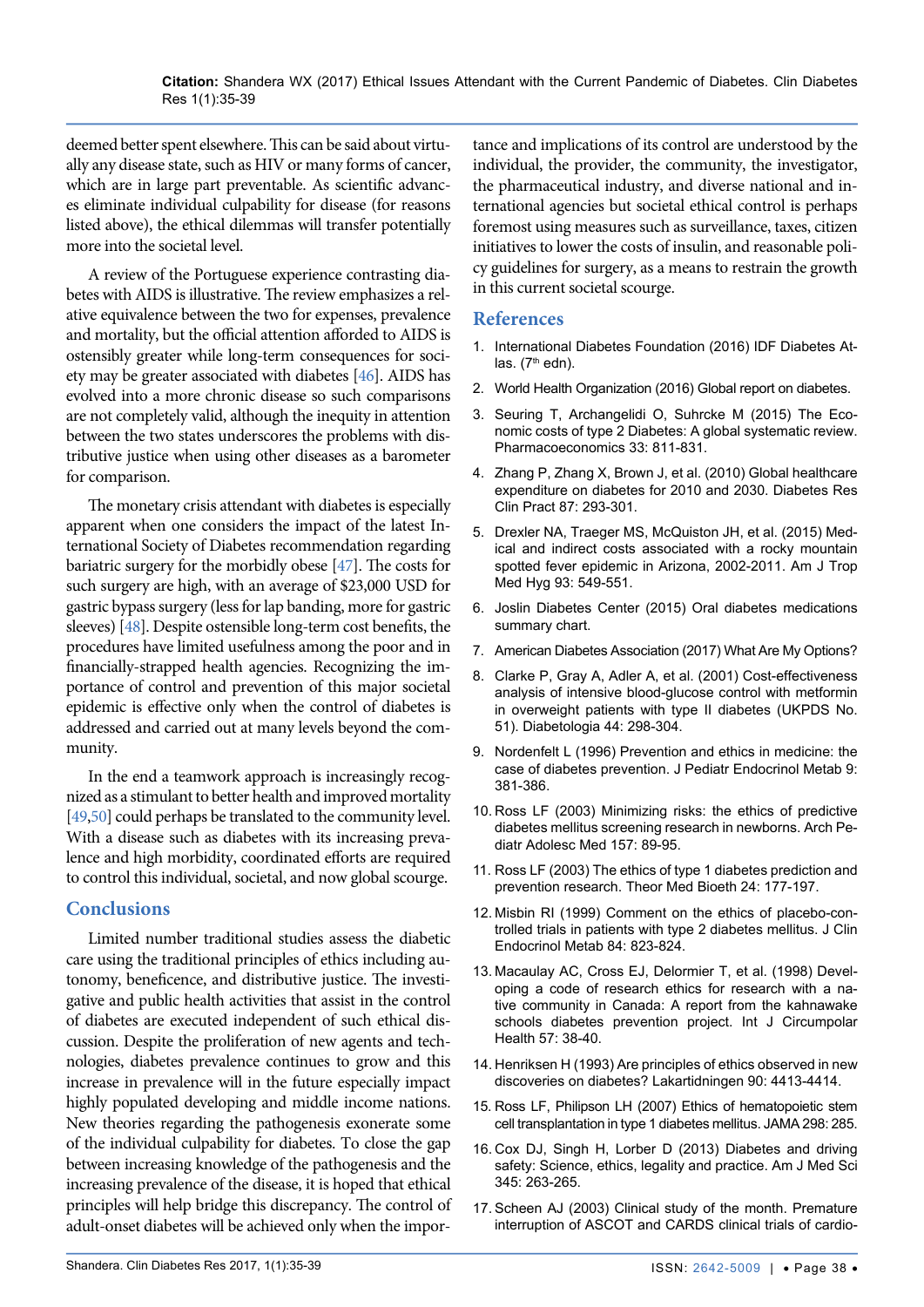deemed better spent elsewhere. This can be said about virtually any disease state, such as HIV or many forms of cancer, which are in large part preventable. As scientific advances eliminate individual culpability for disease (for reasons listed above), the ethical dilemmas will transfer potentially more into the societal level.

A review of the Portuguese experience contrasting diabetes with AIDS is illustrative. The review emphasizes a relative equivalence between the two for expenses, prevalence and mortality, but the official attention afforded to AIDS is ostensibly greater while long-term consequences for society may be greater associated with diabetes [46]. AIDS has evolved into a more chronic disease so such comparisons are not completely valid, although the inequity in attention between the two states underscores the problems with distributive justice when using other diseases as a barometer for comparison.

The monetary crisis attendant with diabetes is especially apparent when one considers the impact of the latest International Society of Diabetes recommendation regarding bariatric surgery for the morbidly obese [47]. The costs for such surgery are high, with an average of $23,000 USD for gastric bypass surgery (less for lap banding, more for gastric sleeves) [48]. Despite ostensible long-term cost benefits, the procedures have limited usefulness among the poor and in financially-strapped health agencies. Recognizing the importance of control and prevention of this major societal epidemic is effective only when the control of diabetes is addressed and carried out at many levels beyond the community.

In the end a teamwork approach is increasingly recognized as a stimulant to better health and improved mortality [49,50] could perhaps be translated to the community level. With a disease such as diabetes with its increasing prevalence and high morbidity, coordinated efforts are required to control this individual, societal, and now global scourge.

## Conclusions

Limited number traditional studies assess the diabetic care using the traditional principles of ethics including autonomy, beneficence, and distributive justice. The investigative and public health activities that assist in the control of diabetes are executed independent of such ethical discussion. Despite the proliferation of new agents and technologies, diabetes prevalence continues to grow and this increase in prevalence will in the future especially impact highly populated developing and middle income nations. New theories regarding the pathogenesis exonerate some of the individual culpability for diabetes. To close the gap between increasing knowledge of the pathogenesis and the increasing prevalence of the disease, it is hoped that ethical principles will help bridge this discrepancy. The control of adult-onset diabetes will be achieved only when the importance and implications of its control are understood by the individual, the provider, the community, the investigator, the pharmaceutical industry, and diverse national and international agencies but societal ethical control is perhaps foremost using measures such as surveillance, taxes, citizen initiatives to lower the costs of insulin, and reasonable policy guidelines for surgery, as a means to restrain the growth in this current societal scourge.

## References

1. International Diabetes Foundation (2016) IDF Diabetes Atlas. (7th edn).
2. World Health Organization (2016) Global report on diabetes.
3. Seuring T, Archangelidi O, Suhrcke M (2015) The Economic costs of type 2 Diabetes: A global systematic review. Pharmacoeconomics 33: 811-831.
4. Zhang P, Zhang X, Brown J, et al. (2010) Global healthcare expenditure on diabetes for 2010 and 2030. Diabetes Res Clin Pract 87: 293-301.
5. Drexler NA, Traeger MS, McQuiston JH, et al. (2015) Medical and indirect costs associated with a rocky mountain spotted fever epidemic in Arizona, 2002-2011. Am J Trop Med Hyg 93: 549-551.
6. Joslin Diabetes Center (2015) Oral diabetes medications summary chart.
7. American Diabetes Association (2017) What Are My Options?
8. Clarke P, Gray A, Adler A, et al. (2001) Cost-effectiveness analysis of intensive blood-glucose control with metformin in overweight patients with type II diabetes (UKPDS No. 51). Diabetologia 44: 298-304.
9. Nordenfelt L (1996) Prevention and ethics in medicine: the case of diabetes prevention. J Pediatr Endocrinol Metab 9: 381-386.
10. Ross LF (2003) Minimizing risks: the ethics of predictive diabetes mellitus screening research in newborns. Arch Pediatr Adolesc Med 157: 89-95.
11. Ross LF (2003) The ethics of type 1 diabetes prediction and prevention research. Theor Med Bioeth 24: 177-197.
12. Misbin RI (1999) Comment on the ethics of placebo-controlled trials in patients with type 2 diabetes mellitus. J Clin Endocrinol Metab 84: 823-824.
13. Macaulay AC, Cross EJ, Delormier T, et al. (1998) Developing a code of research ethics for research with a native community in Canada: A report from the kahnawake schools diabetes prevention project. Int J Circumpolar Health 57: 38-40.
14. Henriksen H (1993) Are principles of ethics observed in new discoveries on diabetes? Lakartidningen 90: 4413-4414.
15. Ross LF, Philipson LH (2007) Ethics of hematopoietic stem cell transplantation in type 1 diabetes mellitus. JAMA 298: 285.
16. Cox DJ, Singh H, Lorber D (2013) Diabetes and driving safety: Science, ethics, legality and practice. Am J Med Sci 345: 263-265.
17. Scheen AJ (2003) Clinical study of the month. Premature interruption of ASCOT and CARDS clinical trials of cardio-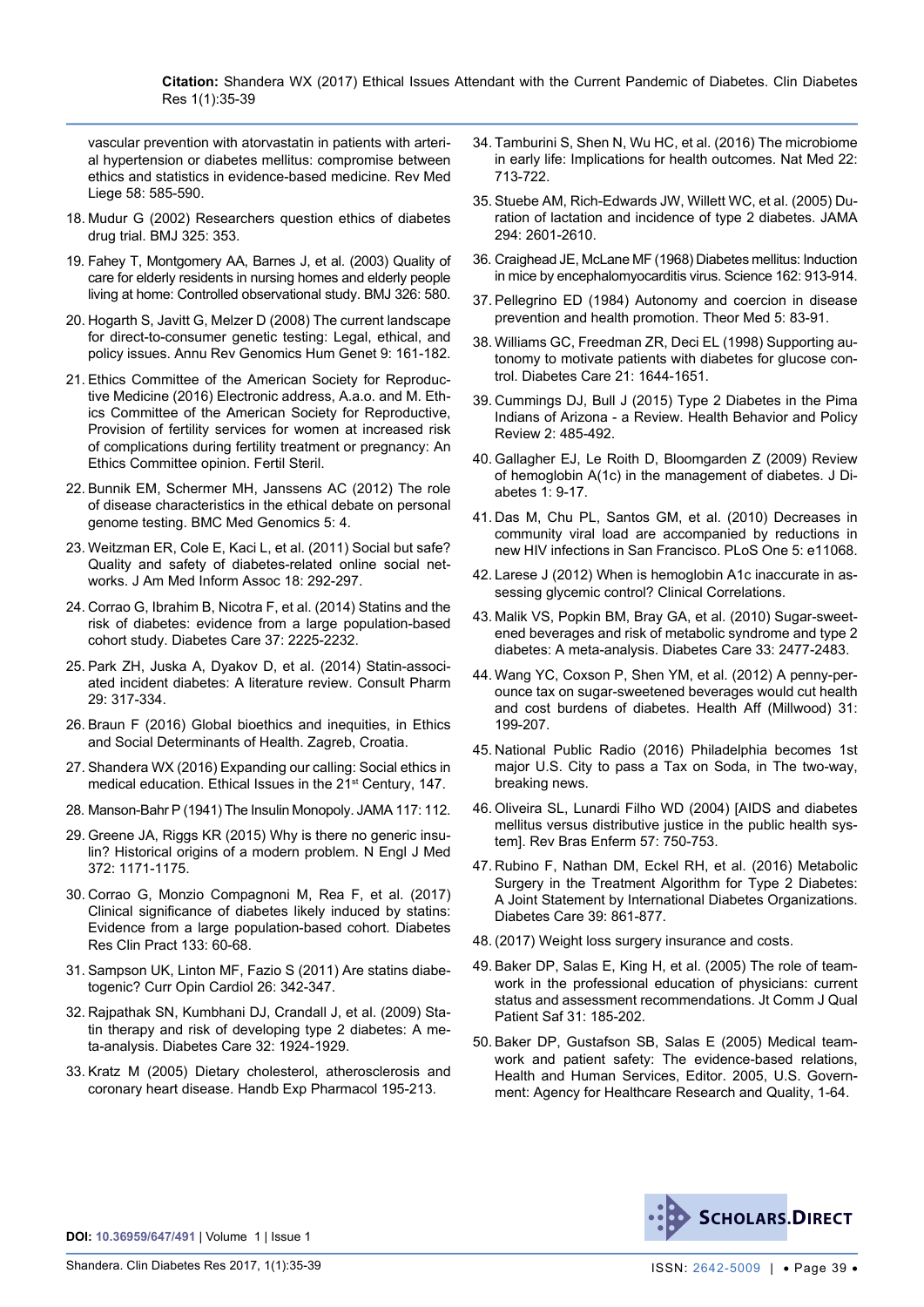vascular prevention with atorvastatin in patients with arterial hypertension or diabetes mellitus: compromise between ethics and statistics in evidence-based medicine. Rev Med Liege 58: 585-590.

18. Mudur G (2002) Researchers question ethics of diabetes drug trial. BMJ 325: 353.
19. Fahey T, Montgomery AA, Barnes J, et al. (2003) Quality of care for elderly residents in nursing homes and elderly people living at home: Controlled observational study. BMJ 326: 580.
20. Hogarth S, Javitt G, Melzer D (2008) The current landscape for direct-to-consumer genetic testing: Legal, ethical, and policy issues. Annu Rev Genomics Hum Genet 9: 161-182.
21. Ethics Committee of the American Society for Reproductive Medicine (2016) Electronic address, A.a.o. and M. Ethics Committee of the American Society for Reproductive, Provision of fertility services for women at increased risk of complications during fertility treatment or pregnancy: An Ethics Committee opinion. Fertil Steril.
22. Bunnik EM, Schermer MH, Janssens AC (2012) The role of disease characteristics in the ethical debate on personal genome testing. BMC Med Genomics 5: 4.
23. Weitzman ER, Cole E, Kaci L, et al. (2011) Social but safe? Quality and safety of diabetes-related online social networks. J Am Med Inform Assoc 18: 292-297.
24. Corrao G, Ibrahim B, Nicotra F, et al. (2014) Statins and the risk of diabetes: evidence from a large population-based cohort study. Diabetes Care 37: 2225-2232.
25. Park ZH, Juska A, Dyakov D, et al. (2014) Statin-associated incident diabetes: A literature review. Consult Pharm 29: 317-334.
26. Braun F (2016) Global bioethics and inequities, in Ethics and Social Determinants of Health. Zagreb, Croatia.
27. Shandera WX (2016) Expanding our calling: Social ethics in medical education. Ethical Issues in the 21st Century, 147.
28. Manson-Bahr P (1941) The Insulin Monopoly. JAMA 117: 112.
29. Greene JA, Riggs KR (2015) Why is there no generic insulin? Historical origins of a modern problem. N Engl J Med 372: 1171-1175.
30. Corrao G, Monzio Compagnoni M, Rea F, et al. (2017) Clinical significance of diabetes likely induced by statins: Evidence from a large population-based cohort. Diabetes Res Clin Pract 133: 60-68.
31. Sampson UK, Linton MF, Fazio S (2011) Are statins diabetogenic? Curr Opin Cardiol 26: 342-347.
32. Rajpathak SN, Kumbhani DJ, Crandall J, et al. (2009) Statin therapy and risk of developing type 2 diabetes: A meta-analysis. Diabetes Care 32: 1924-1929.
33. Kratz M (2005) Dietary cholesterol, atherosclerosis and coronary heart disease. Handb Exp Pharmacol 195-213.
34. Tamburini S, Shen N, Wu HC, et al. (2016) The microbiome in early life: Implications for health outcomes. Nat Med 22: 713-722.
35. Stuebe AM, Rich-Edwards JW, Willett WC, et al. (2005) Duration of lactation and incidence of type 2 diabetes. JAMA 294: 2601-2610.
36. Craighead JE, McLane MF (1968) Diabetes mellitus: Induction in mice by encephalomyocarditis virus. Science 162: 913-914.
37. Pellegrino ED (1984) Autonomy and coercion in disease prevention and health promotion. Theor Med 5: 83-91.
38. Williams GC, Freedman ZR, Deci EL (1998) Supporting autonomy to motivate patients with diabetes for glucose control. Diabetes Care 21: 1644-1651.
39. Cummings DJ, Bull J (2015) Type 2 Diabetes in the Pima Indians of Arizona - a Review. Health Behavior and Policy Review 2: 485-492.
40. Gallagher EJ, Le Roith D, Bloomgarden Z (2009) Review of hemoglobin A(1c) in the management of diabetes. J Diabetes 1: 9-17.
41. Das M, Chu PL, Santos GM, et al. (2010) Decreases in community viral load are accompanied by reductions in new HIV infections in San Francisco. PLoS One 5: e11068.
42. Larese J (2012) When is hemoglobin A1c inaccurate in assessing glycemic control? Clinical Correlations.
43. Malik VS, Popkin BM, Bray GA, et al. (2010) Sugar-sweetened beverages and risk of metabolic syndrome and type 2 diabetes: A meta-analysis. Diabetes Care 33: 2477-2483.
44. Wang YC, Coxson P, Shen YM, et al. (2012) A penny-per-ounce tax on sugar-sweetened beverages would cut health and cost burdens of diabetes. Health Aff (Millwood) 31: 199-207.
45. National Public Radio (2016) Philadelphia becomes 1st major U.S. City to pass a Tax on Soda, in The two-way, breaking news.
46. Oliveira SL, Lunardi Filho WD (2004) [AIDS and diabetes mellitus versus distributive justice in the public health system]. Rev Bras Enferm 57: 750-753.
47. Rubino F, Nathan DM, Eckel RH, et al. (2016) Metabolic Surgery in the Treatment Algorithm for Type 2 Diabetes: A Joint Statement by International Diabetes Organizations. Diabetes Care 39: 861-877.
48. (2017) Weight loss surgery insurance and costs.
49. Baker DP, Salas E, King H, et al. (2005) The role of teamwork in the professional education of physicians: current status and assessment recommendations. Jt Comm J Qual Patient Saf 31: 185-202.
50. Baker DP, Gustafson SB, Salas E (2005) Medical teamwork and patient safety: The evidence-based relations, Health and Human Services, Editor. 2005, U.S. Government: Agency for Healthcare Research and Quality, 1-64.